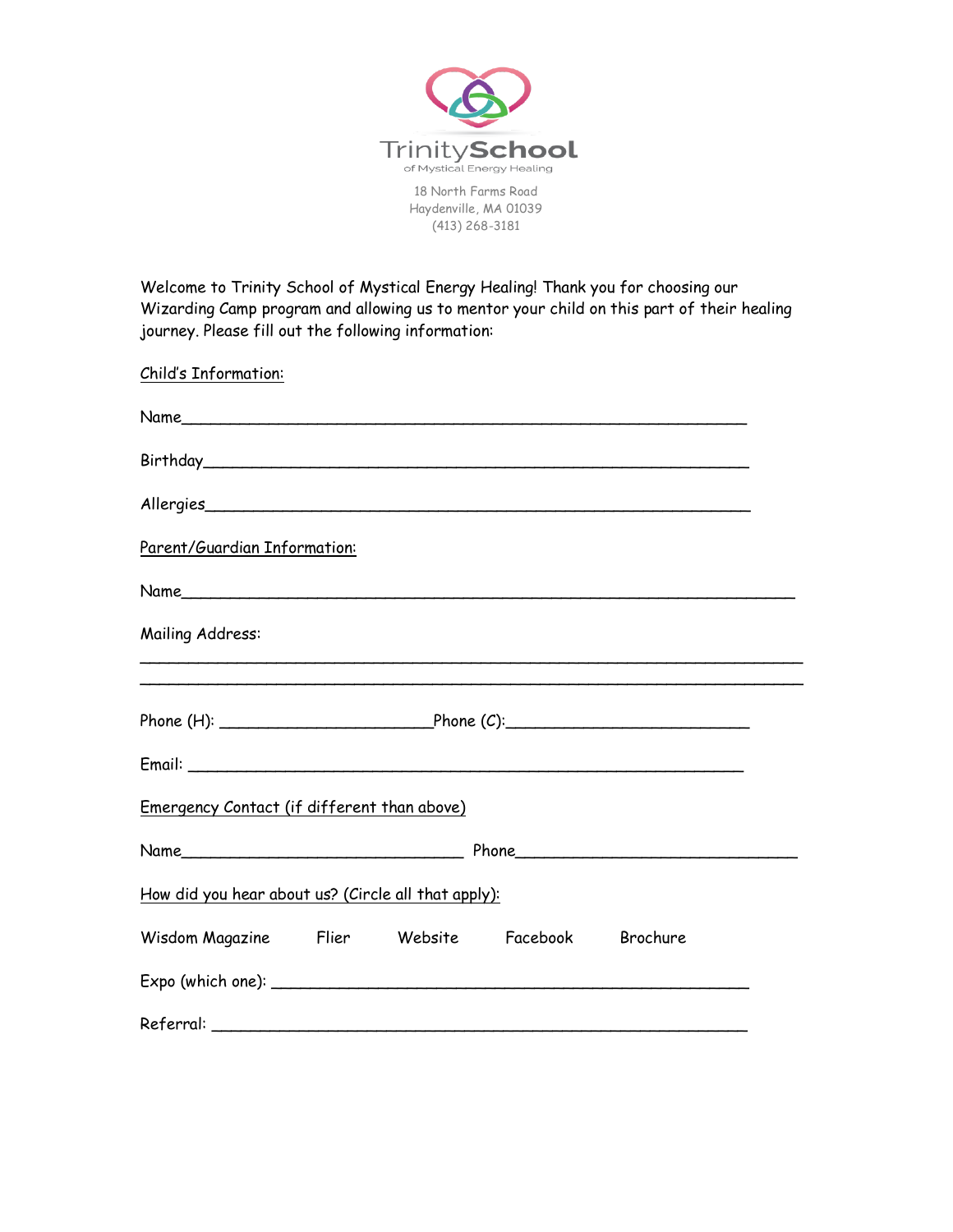**TrinitySchool**
of Mystical Energy Healing

18 North Farms Road
Haydenville, MA 01039
(413) 268-3181

Welcome to Trinity School of Mystical Energy Healing! Thank you for choosing our Wizarding Camp program and allowing us to mentor your child on this part of their healing journey. Please fill out the following information:

Child's Information:

Name_______________________________________________________________

Birthday_____________________________________________________________

Allergies_____________________________________________________________

Parent/Guardian Information:

Name_____________________________________________________________________

Mailing Address:

_________________________________________________________________________

_________________________________________________________________________

Phone (H): _______________________Phone (C):__________________________

Email: _____________________________________________________________

Emergency Contact (if different than above)

Name_______________________________ Phone______________________________

How did you hear about us? (Circle all that apply):

Wisdom Magazine    Flier    Website    Facebook    Brochure

Expo (which one): ___________________________________________________

Referral: __________________________________________________________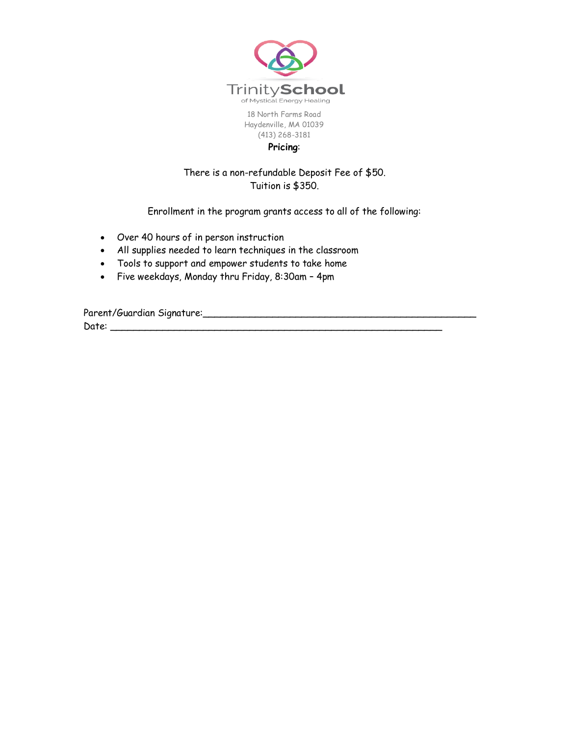TrinitySchool

of Mystical Energy Healing

18 North Farms Road
Haydenville, MA 01039
(413) 268-3181

**Pricing**:

There is a non-refundable Deposit Fee of $50.
Tuition is $350.

Enrollment in the program grants access to all of the following:

- Over 40 hours of in person instruction
- All supplies needed to learn techniques in the classroom
- Tools to support and empower students to take home
- Five weekdays, Monday thru Friday, 8:30am – 4pm

Parent/Guardian Signature:_______________________________________________
Date: __________________________________________________________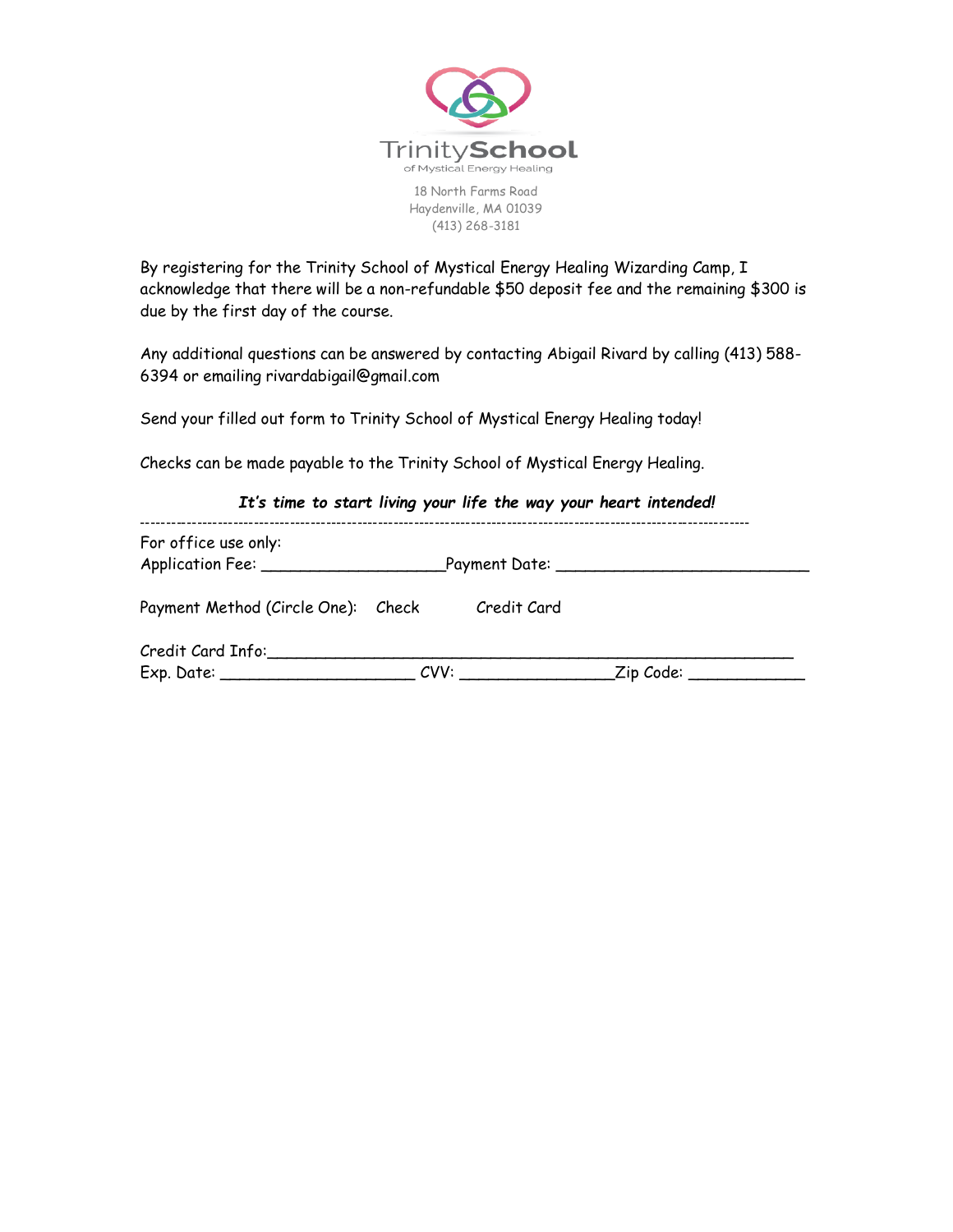TrinitySchool

of Mystical Energy Healing

18 North Farms Road
Haydenville, MA 01039
(413) 268-3181

By registering for the Trinity School of Mystical Energy Healing Wizarding Camp, I acknowledge that there will be a non-refundable $50 deposit fee and the remaining $300 is due by the first day of the course.

Any additional questions can be answered by contacting Abigail Rivard by calling (413) 588-6394 or emailing rivardabigail@gmail.com

Send your filled out form to Trinity School of Mystical Energy Healing today!

Checks can be made payable to the Trinity School of Mystical Energy Healing.

***It's time to start living your life the way your heart intended!***

---

For office use only:

Application Fee: ___________________ Payment Date: __________________________

Payment Method (Circle One): Check Credit Card

Credit Card Info: ______________________________________________________

Exp. Date: ____________________ CVV: ________________ Zip Code: ____________